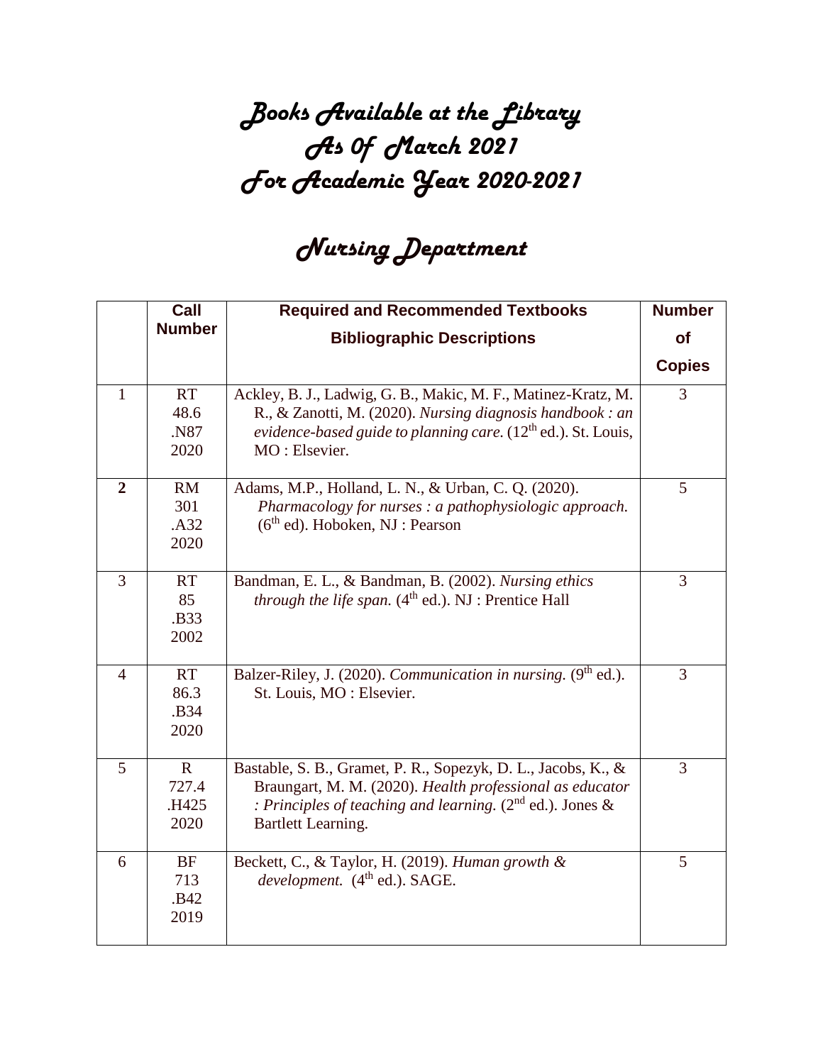# Books Available at the Library
# As 0f March 2021
# For Academic Year 2020-2021

# Nursing Department

| | Call Number | Required and Recommended Textbooks Bibliographic Descriptions | Number of Copies |
|---|---|---|---|
| 1 | RT 48.6 .N87 2020 | Ackley, B. J., Ladwig, G. B., Makic, M. F., Matinez-Kratz, M. R., & Zanotti, M. (2020). *Nursing diagnosis handbook : an evidence-based guide to planning care.* (12th ed.). St. Louis, MO : Elsevier. | 3 |
| **2** | RM 301 .A32 2020 | Adams, M.P., Holland, L. N., & Urban, C. Q. (2020). *Pharmacology for nurses : a pathophysiologic approach.* (6th ed). Hoboken, NJ : Pearson | 5 |
| 3 | RT 85 .B33 2002 | Bandman, E. L., & Bandman, B. (2002). *Nursing ethics through the life span.* (4th ed.). NJ : Prentice Hall | 3 |
| 4 | RT 86.3 .B34 2020 | Balzer-Riley, J. (2020). *Communication in nursing.* (9th ed.). St. Louis, MO : Elsevier. | 3 |
| 5 | R 727.4 .H425 2020 | Bastable, S. B., Gramet, P. R., Sopezyk, D. L., Jacobs, K., & Braungart, M. M. (2020). *Health professional as educator : Principles of teaching and learning.* (2nd ed.). Jones & Bartlett Learning. | 3 |
| 6 | BF 713 .B42 2019 | Beckett, C., & Taylor, H. (2019). *Human growth & development.* (4th ed.). SAGE. | 5 |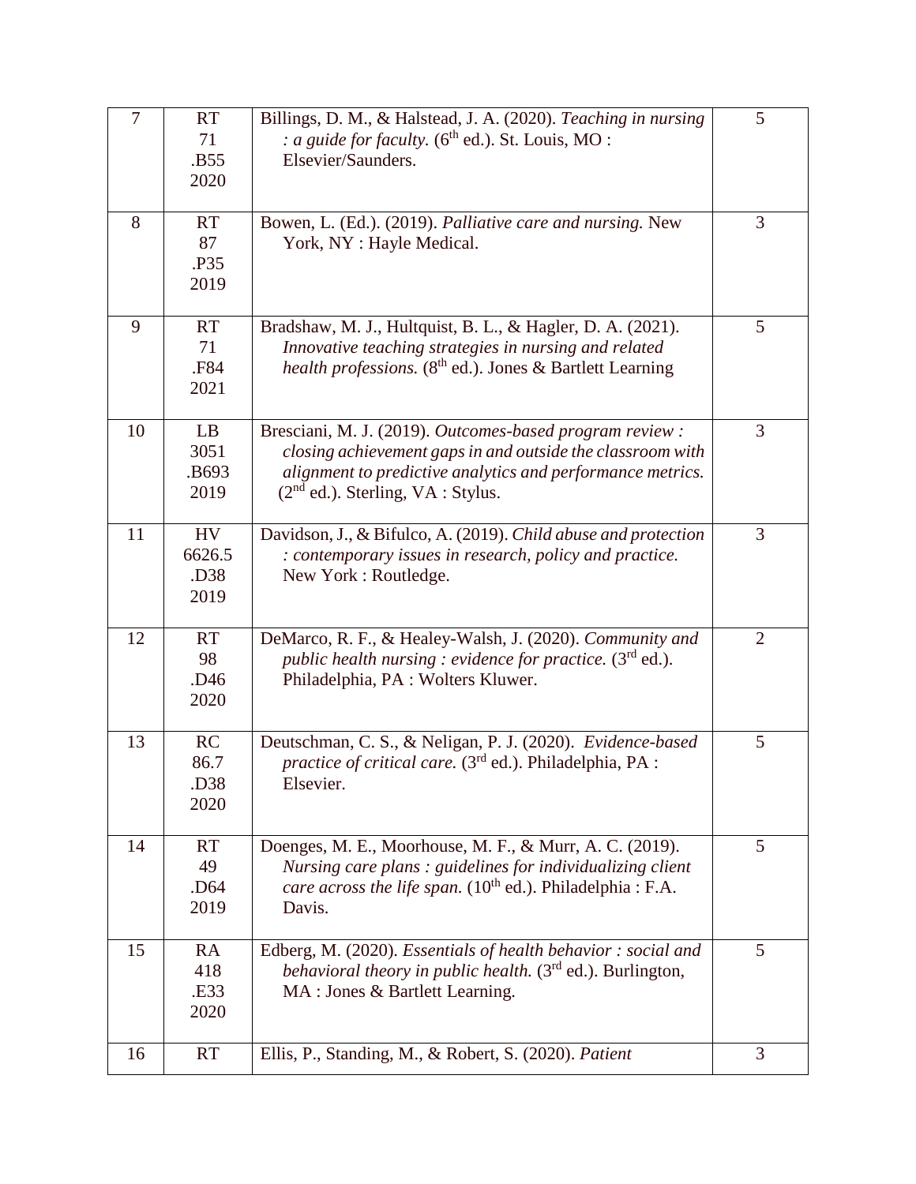| 7 | RT 71 .B55 2020 | Billings, D. M., & Halstead, J. A. (2020). *Teaching in nursing : a guide for faculty.* (6th ed.). St. Louis, MO : Elsevier/Saunders. | 5 |
|---|---|---|---|
| 8 | RT 87 .P35 2019 | Bowen, L. (Ed.). (2019). *Palliative care and nursing.* New York, NY : Hayle Medical. | 3 |
| 9 | RT 71 .F84 2021 | Bradshaw, M. J., Hultquist, B. L., & Hagler, D. A. (2021). *Innovative teaching strategies in nursing and related health professions.* (8th ed.). Jones & Bartlett Learning | 5 |
| 10 | LB 3051 .B693 2019 | Bresciani, M. J. (2019). *Outcomes-based program review : closing achievement gaps in and outside the classroom with alignment to predictive analytics and performance metrics.* (2nd ed.). Sterling, VA : Stylus. | 3 |
| 11 | HV 6626.5 .D38 2019 | Davidson, J., & Bifulco, A. (2019). *Child abuse and protection : contemporary issues in research, policy and practice.* New York : Routledge. | 3 |
| 12 | RT 98 .D46 2020 | DeMarco, R. F., & Healey-Walsh, J. (2020). *Community and public health nursing : evidence for practice.* (3rd ed.). Philadelphia, PA : Wolters Kluwer. | 2 |
| 13 | RC 86.7 .D38 2020 | Deutschman, C. S., & Neligan, P. J. (2020). *Evidence-based practice of critical care.* (3rd ed.). Philadelphia, PA : Elsevier. | 5 |
| 14 | RT 49 .D64 2019 | Doenges, M. E., Moorhouse, M. F., & Murr, A. C. (2019). *Nursing care plans : guidelines for individualizing client care across the life span.* (10th ed.). Philadelphia : F.A. Davis. | 5 |
| 15 | RA 418 .E33 2020 | Edberg, M. (2020). *Essentials of health behavior : social and behavioral theory in public health.* (3rd ed.). Burlington, MA : Jones & Bartlett Learning. | 5 |
| 16 | RT | Ellis, P., Standing, M., & Robert, S. (2020). *Patient* | 3 |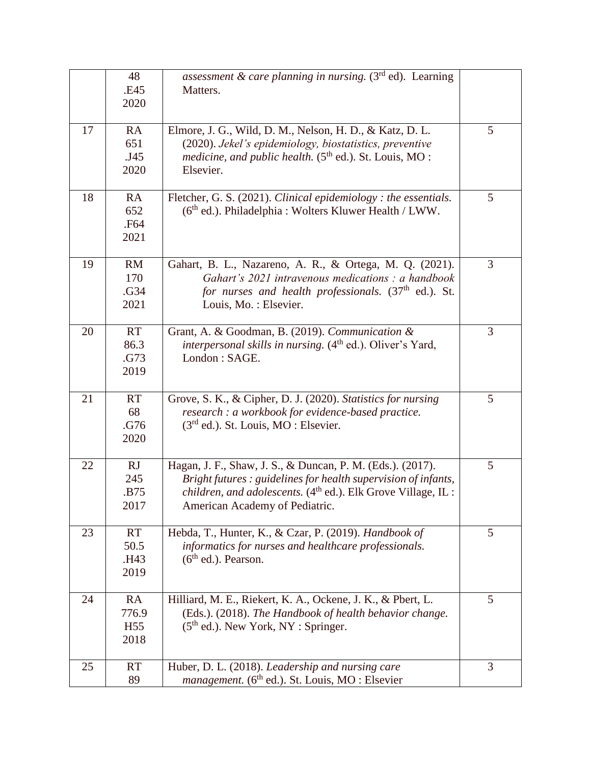| | | | |
|---|---|---|---|
| | 48 .E45 2020 | *assessment & care planning in nursing.* (3rd ed). Learning Matters. | |
| 17 | RA 651 .J45 2020 | Elmore, J. G., Wild, D. M., Nelson, H. D., & Katz, D. L. (2020). *Jekel's epidemiology, biostatistics, preventive medicine, and public health.* (5th ed.). St. Louis, MO : Elsevier. | 5 |
| 18 | RA 652 .F64 2021 | Fletcher, G. S. (2021). *Clinical epidemiology : the essentials.* (6th ed.). Philadelphia : Wolters Kluwer Health / LWW. | 5 |
| 19 | RM 170 .G34 2021 | Gahart, B. L., Nazareno, A. R., & Ortega, M. Q. (2021). *Gahart's 2021 intravenous medications : a handbook for nurses and health professionals.* (37th ed.). St. Louis, Mo. : Elsevier. | 3 |
| 20 | RT 86.3 .G73 2019 | Grant, A. & Goodman, B. (2019). *Communication & interpersonal skills in nursing.* (4th ed.). Oliver's Yard, London : SAGE. | 3 |
| 21 | RT 68 .G76 2020 | Grove, S. K., & Cipher, D. J. (2020). *Statistics for nursing research : a workbook for evidence-based practice.* (3rd ed.). St. Louis, MO : Elsevier. | 5 |
| 22 | RJ 245 .B75 2017 | Hagan, J. F., Shaw, J. S., & Duncan, P. M. (Eds.). (2017). *Bright futures : guidelines for health supervision of infants, children, and adolescents.* (4th ed.). Elk Grove Village, IL : American Academy of Pediatric. | 5 |
| 23 | RT 50.5 .H43 2019 | Hebda, T., Hunter, K., & Czar, P. (2019). *Handbook of informatics for nurses and healthcare professionals.* (6th ed.). Pearson. | 5 |
| 24 | RA 776.9 H55 2018 | Hilliard, M. E., Riekert, K. A., Ockene, J. K., & Pbert, L. (Eds.). (2018). *The Handbook of health behavior change.* (5th ed.). New York, NY : Springer. | 5 |
| 25 | RT 89 | Huber, D. L. (2018). *Leadership and nursing care management.* (6th ed.). St. Louis, MO : Elsevier | 3 |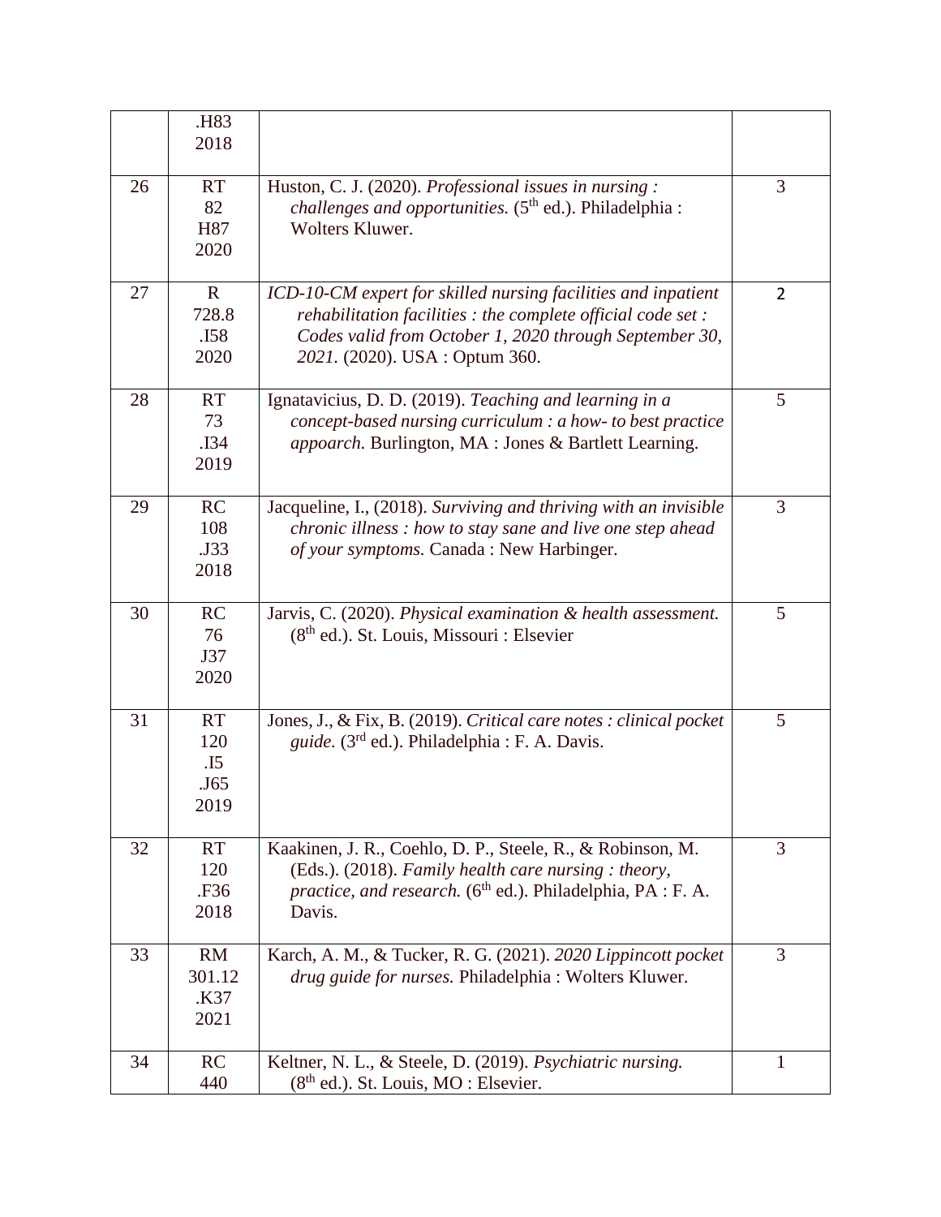| | .H83 2018 | | |
|---|---|---|---|
| 26 | RT 82 H87 2020 | Huston, C. J. (2020). *Professional issues in nursing : challenges and opportunities.* (5th ed.). Philadelphia : Wolters Kluwer. | 3 |
| 27 | R 728.8 .I58 2020 | *ICD-10-CM expert for skilled nursing facilities and inpatient rehabilitation facilities : the complete official code set : Codes valid from October 1, 2020 through September 30, 2021.* (2020). USA : Optum 360. | 2 |
| 28 | RT 73 .I34 2019 | Ignatavicius, D. D. (2019). *Teaching and learning in a concept-based nursing curriculum : a how- to best practice appoarch.* Burlington, MA : Jones & Bartlett Learning. | 5 |
| 29 | RC 108 .J33 2018 | Jacqueline, I., (2018). *Surviving and thriving with an invisible chronic illness : how to stay sane and live one step ahead of your symptoms.* Canada : New Harbinger. | 3 |
| 30 | RC 76 J37 2020 | Jarvis, C. (2020). *Physical examination & health assessment.* (8th ed.). St. Louis, Missouri : Elsevier | 5 |
| 31 | RT 120 .I5 .J65 2019 | Jones, J., & Fix, B. (2019). *Critical care notes : clinical pocket guide.* (3rd ed.). Philadelphia : F. A. Davis. | 5 |
| 32 | RT 120 .F36 2018 | Kaakinen, J. R., Coehlo, D. P., Steele, R., & Robinson, M. (Eds.). (2018). *Family health care nursing : theory, practice, and research.* (6th ed.). Philadelphia, PA : F. A. Davis. | 3 |
| 33 | RM 301.12 .K37 2021 | Karch, A. M., & Tucker, R. G. (2021). *2020 Lippincott pocket drug guide for nurses.* Philadelphia : Wolters Kluwer. | 3 |
| 34 | RC 440 | Keltner, N. L., & Steele, D. (2019). *Psychiatric nursing.* (8th ed.). St. Louis, MO : Elsevier. | 1 |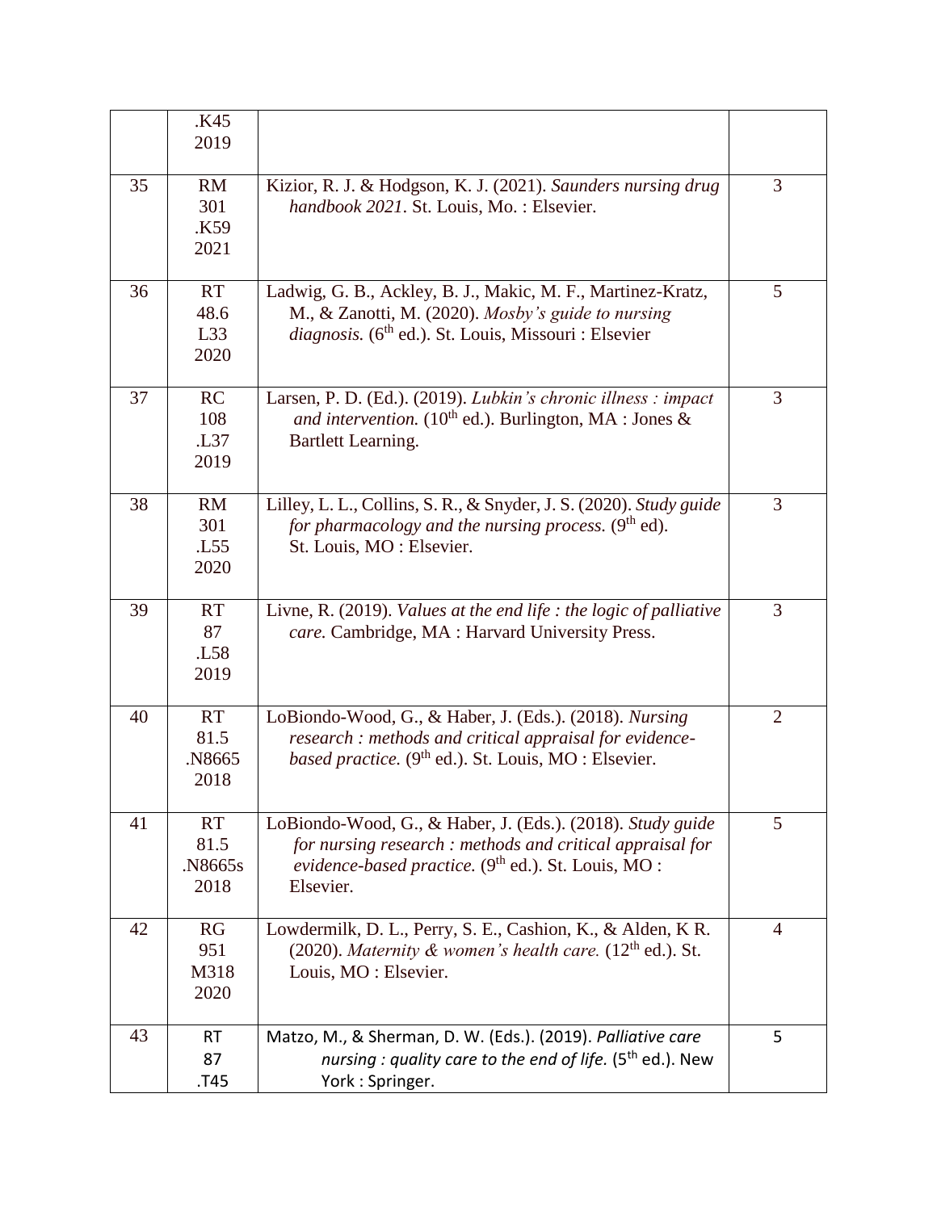|  |  |  |  |
|---|---|---|---|
|  | .K45 2019 |  |  |
| 35 | RM 301 .K59 2021 | Kizior, R. J. & Hodgson, K. J. (2021). *Saunders nursing drug handbook 2021*. St. Louis, Mo. : Elsevier. | 3 |
| 36 | RT 48.6 L33 2020 | Ladwig, G. B., Ackley, B. J., Makic, M. F., Martinez-Kratz, M., & Zanotti, M. (2020). *Mosby's guide to nursing diagnosis.* (6th ed.). St. Louis, Missouri : Elsevier | 5 |
| 37 | RC 108 .L37 2019 | Larsen, P. D. (Ed.). (2019). *Lubkin's chronic illness : impact and intervention.* (10th ed.). Burlington, MA : Jones & Bartlett Learning. | 3 |
| 38 | RM 301 .L55 2020 | Lilley, L. L., Collins, S. R., & Snyder, J. S. (2020). *Study guide for pharmacology and the nursing process.* (9th ed). St. Louis, MO : Elsevier. | 3 |
| 39 | RT 87 .L58 2019 | Livne, R. (2019). *Values at the end life : the logic of palliative care.* Cambridge, MA : Harvard University Press. | 3 |
| 40 | RT 81.5 .N8665 2018 | LoBiondo-Wood, G., & Haber, J. (Eds.). (2018). *Nursing research : methods and critical appraisal for evidence-based practice.* (9th ed.). St. Louis, MO : Elsevier. | 2 |
| 41 | RT 81.5 .N8665s 2018 | LoBiondo-Wood, G., & Haber, J. (Eds.). (2018). *Study guide for nursing research : methods and critical appraisal for evidence-based practice.* (9th ed.). St. Louis, MO : Elsevier. | 5 |
| 42 | RG 951 M318 2020 | Lowdermilk, D. L., Perry, S. E., Cashion, K., & Alden, K R. (2020). *Maternity & women's health care.* (12th ed.). St. Louis, MO : Elsevier. | 4 |
| 43 | RT 87 .T45 | Matzo, M., & Sherman, D. W. (Eds.). (2019). *Palliative care nursing : quality care to the end of life.* (5th ed.). New York : Springer. | 5 |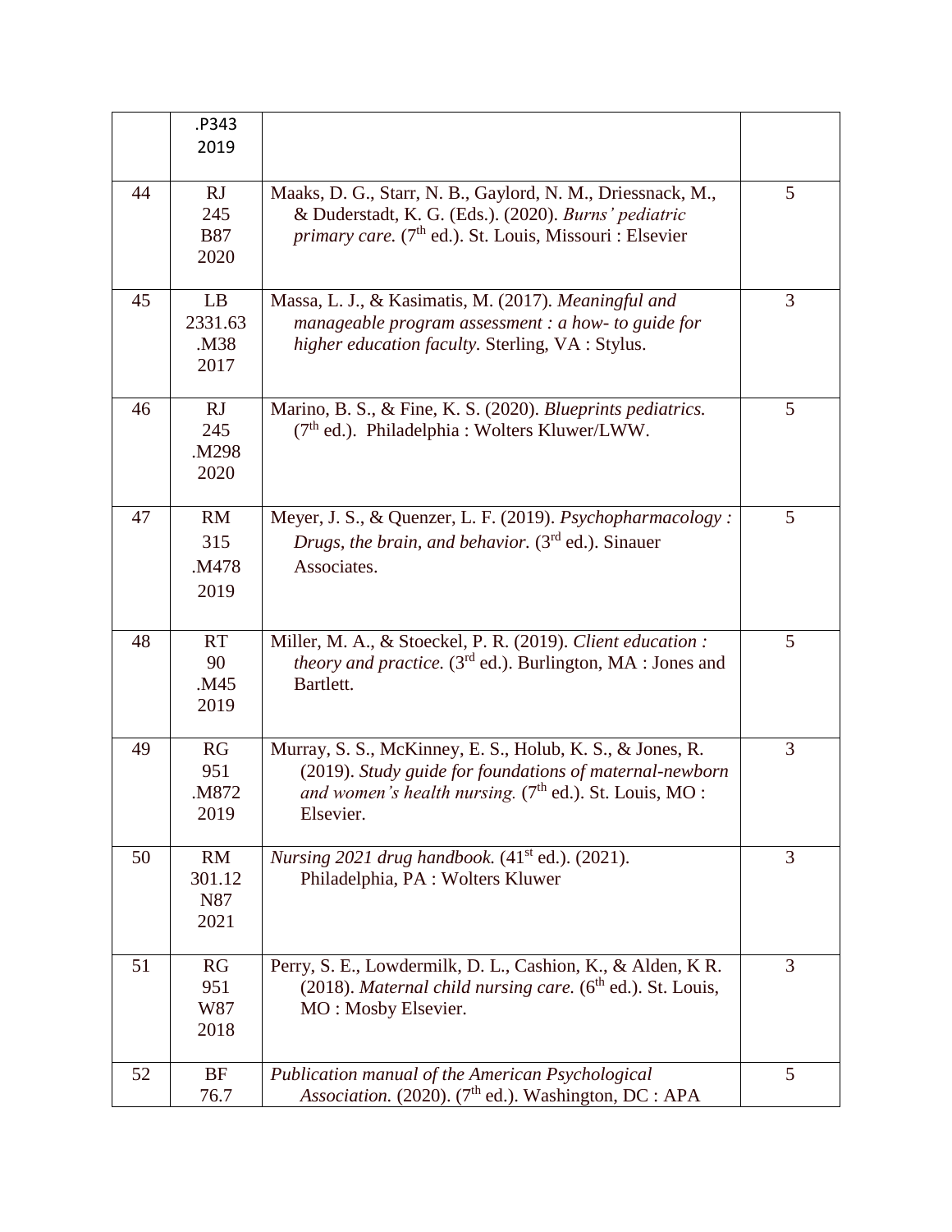| | | | |
|---|---|---|---|
| | .P343 2019 | | |
| 44 | RJ 245 B87 2020 | Maaks, D. G., Starr, N. B., Gaylord, N. M., Driessnack, M., & Duderstadt, K. G. (Eds.). (2020). *Burns' pediatric primary care.* (7th ed.). St. Louis, Missouri : Elsevier | 5 |
| 45 | LB 2331.63 .M38 2017 | Massa, L. J., & Kasimatis, M. (2017). *Meaningful and manageable program assessment : a how- to guide for higher education faculty.* Sterling, VA : Stylus. | 3 |
| 46 | RJ 245 .M298 2020 | Marino, B. S., & Fine, K. S. (2020). *Blueprints pediatrics.* (7th ed.). Philadelphia : Wolters Kluwer/LWW. | 5 |
| 47 | RM 315 .M478 2019 | Meyer, J. S., & Quenzer, L. F. (2019). *Psychopharmacology : Drugs, the brain, and behavior.* (3rd ed.). Sinauer Associates. | 5 |
| 48 | RT 90 .M45 2019 | Miller, M. A., & Stoeckel, P. R. (2019). *Client education : theory and practice.* (3rd ed.). Burlington, MA : Jones and Bartlett. | 5 |
| 49 | RG 951 .M872 2019 | Murray, S. S., McKinney, E. S., Holub, K. S., & Jones, R. (2019). *Study guide for foundations of maternal-newborn and women's health nursing.* (7th ed.). St. Louis, MO : Elsevier. | 3 |
| 50 | RM 301.12 N87 2021 | *Nursing 2021 drug handbook.* (41st ed.). (2021). Philadelphia, PA : Wolters Kluwer | 3 |
| 51 | RG 951 W87 2018 | Perry, S. E., Lowdermilk, D. L., Cashion, K., & Alden, K R. (2018). *Maternal child nursing care.* (6th ed.). St. Louis, MO : Mosby Elsevier. | 3 |
| 52 | BF 76.7 | *Publication manual of the American Psychological Association.* (2020). (7th ed.). Washington, DC : APA | 5 |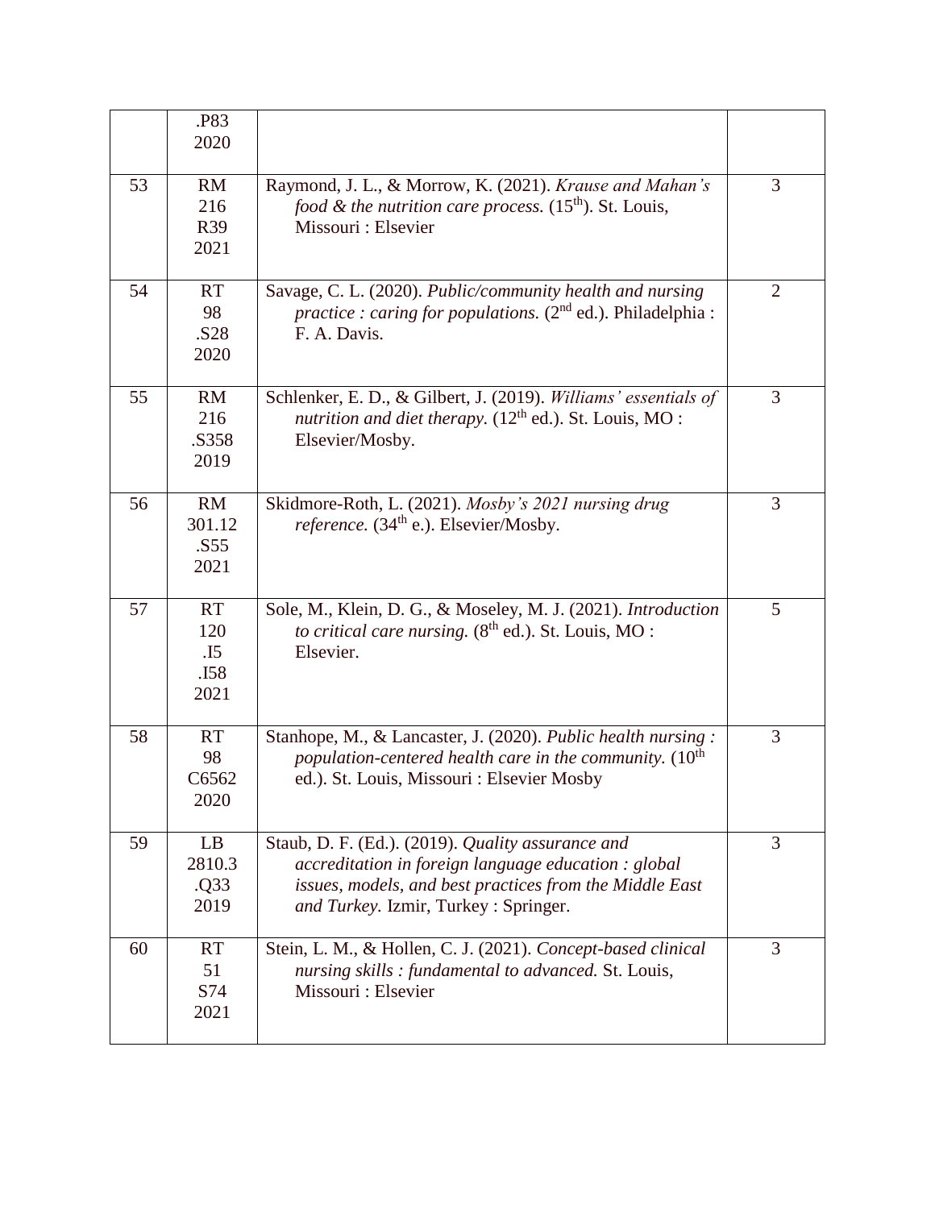| | | | |
|---|---|---|---|
| | .P83 2020 | | |
| 53 | RM 216 R39 2021 | Raymond, J. L., & Morrow, K. (2021). *Krause and Mahan's food & the nutrition care process.* (15[th]). St. Louis, Missouri : Elsevier | 3 |
| 54 | RT 98 .S28 2020 | Savage, C. L. (2020). *Public/community health and nursing practice : caring for populations.* (2[nd] ed.). Philadelphia : F. A. Davis. | 2 |
| 55 | RM 216 .S358 2019 | Schlenker, E. D., & Gilbert, J. (2019). *Williams' essentials of nutrition and diet therapy.* (12[th] ed.). St. Louis, MO : Elsevier/Mosby. | 3 |
| 56 | RM 301.12 .S55 2021 | Skidmore-Roth, L. (2021). *Mosby's 2021 nursing drug reference.* (34[th] e.). Elsevier/Mosby. | 3 |
| 57 | RT 120 .I5 .I58 2021 | Sole, M., Klein, D. G., & Moseley, M. J. (2021). *Introduction to critical care nursing.* (8[th] ed.). St. Louis, MO : Elsevier. | 5 |
| 58 | RT 98 C6562 2020 | Stanhope, M., & Lancaster, J. (2020). *Public health nursing : population-centered health care in the community.* (10[th] ed.). St. Louis, Missouri : Elsevier Mosby | 3 |
| 59 | LB 2810.3 .Q33 2019 | Staub, D. F. (Ed.). (2019). *Quality assurance and accreditation in foreign language education : global issues, models, and best practices from the Middle East and Turkey.* Izmir, Turkey : Springer. | 3 |
| 60 | RT 51 S74 2021 | Stein, L. M., & Hollen, C. J. (2021). *Concept-based clinical nursing skills : fundamental to advanced.* St. Louis, Missouri : Elsevier | 3 |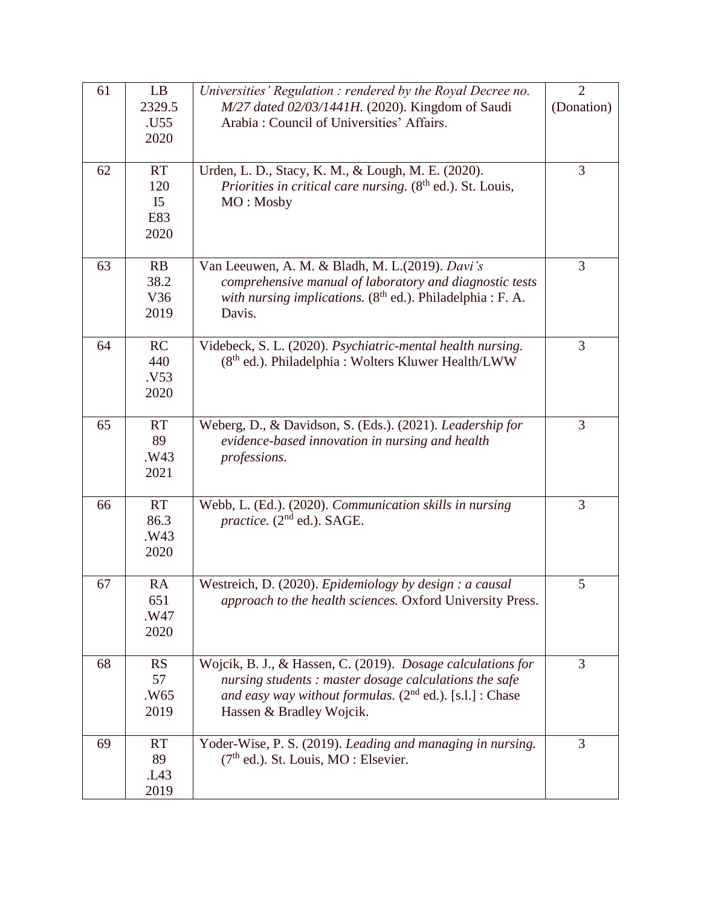| 61 | LB 2329.5 .U55 2020 | *Universities' Regulation : rendered by the Royal Decree no. M/27 dated 02/03/1441H.* (2020). Kingdom of Saudi Arabia : Council of Universities' Affairs. | 2 (Donation) |
|---|---|---|---|
| 62 | RT 120 I5 E83 2020 | Urden, L. D., Stacy, K. M., & Lough, M. E. (2020). *Priorities in critical care nursing.* (8th ed.). St. Louis, MO : Mosby | 3 |
| 63 | RB 38.2 V36 2019 | Van Leeuwen, A. M. & Bladh, M. L.(2019). *Davi's comprehensive manual of laboratory and diagnostic tests with nursing implications.* (8th ed.). Philadelphia : F. A. Davis. | 3 |
| 64 | RC 440 .V53 2020 | Videbeck, S. L. (2020). *Psychiatric-mental health nursing.* (8th ed.). Philadelphia : Wolters Kluwer Health/LWW | 3 |
| 65 | RT 89 .W43 2021 | Weberg, D., & Davidson, S. (Eds.). (2021). *Leadership for evidence-based innovation in nursing and health professions.* | 3 |
| 66 | RT 86.3 .W43 2020 | Webb, L. (Ed.). (2020). *Communication skills in nursing practice.* (2nd ed.). SAGE. | 3 |
| 67 | RA 651 .W47 2020 | Westreich, D. (2020). *Epidemiology by design : a causal approach to the health sciences.* Oxford University Press. | 5 |
| 68 | RS 57 .W65 2019 | Wojcik, B. J., & Hassen, C. (2019). *Dosage calculations for nursing students : master dosage calculations the safe and easy way without formulas.* (2nd ed.). [s.l.] : Chase Hassen & Bradley Wojcik. | 3 |
| 69 | RT 89 .L43 2019 | Yoder-Wise, P. S. (2019). *Leading and managing in nursing.* (7th ed.). St. Louis, MO : Elsevier. | 3 |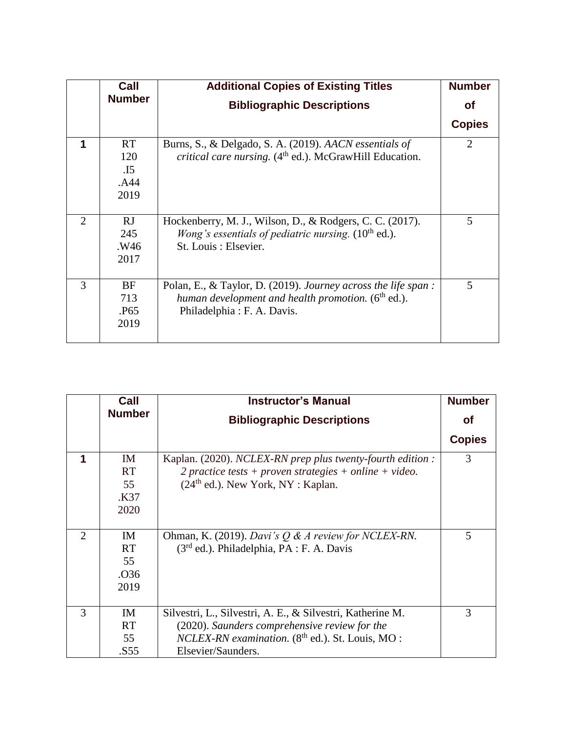| | Call Number | Additional Copies of Existing Titles<br>Bibliographic Descriptions | Number of Copies |
|---|---|---|---|
| **1** | RT 120 .I5 .A44 2019 | Burns, S., & Delgado, S. A. (2019). *AACN essentials of critical care nursing.* (4th ed.). McGrawHill Education. | 2 |
| 2 | RJ 245 .W46 2017 | Hockenberry, M. J., Wilson, D., & Rodgers, C. C. (2017). *Wong's essentials of pediatric nursing.* (10th ed.). St. Louis : Elsevier. | 5 |
| 3 | BF 713 .P65 2019 | Polan, E., & Taylor, D. (2019). *Journey across the life span : human development and health promotion.* (6th ed.). Philadelphia : F. A. Davis. | 5 |

| | Call Number | Instructor's Manual<br>Bibliographic Descriptions | Number of Copies |
|---|---|---|---|
| **1** | IM RT 55 .K37 2020 | Kaplan. (2020). *NCLEX-RN prep plus twenty-fourth edition : 2 practice tests + proven strategies + online + video.* (24th ed.). New York, NY : Kaplan. | 3 |
| 2 | IM RT 55 .O36 2019 | Ohman, K. (2019). *Davi's Q & A review for NCLEX-RN.* (3rd ed.). Philadelphia, PA : F. A. Davis | 5 |
| 3 | IM RT 55 .S55 | Silvestri, L., Silvestri, A. E., & Silvestri, Katherine M. (2020). *Saunders comprehensive review for the NCLEX-RN examination.* (8th ed.). St. Louis, MO : Elsevier/Saunders. | 3 |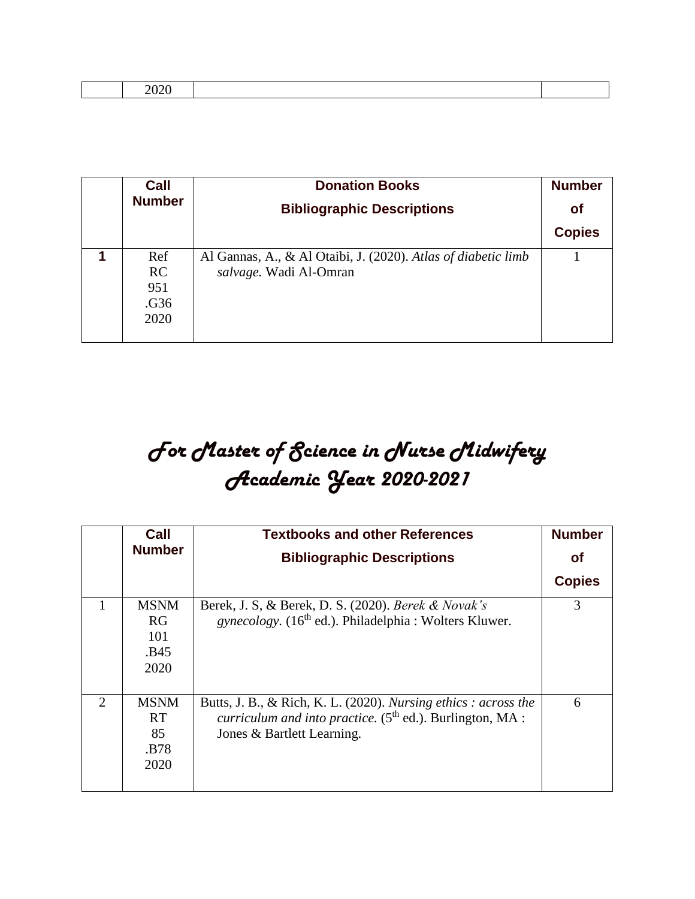|  | 2020 |  |  |
|---|---|---|---|

|  | Call Number | Donation Books Bibliographic Descriptions | Number of Copies |
|---|---|---|---|
| **1** | Ref RC 951 .G36 2020 | Al Gannas, A., & Al Otaibi, J. (2020). *Atlas of diabetic limb salvage.* Wadi Al-Omran | 1 |

# *For Master of Science in Nurse Midwifery Academic Year 2020-2021*

|  | Call Number | Textbooks and other References Bibliographic Descriptions | Number of Copies |
|---|---|---|---|
| 1 | MSNM RG 101 .B45 2020 | Berek, J. S, & Berek, D. S. (2020). *Berek & Novak's gynecology.* (16th ed.). Philadelphia : Wolters Kluwer. | 3 |
| 2 | MSNM RT 85 .B78 2020 | Butts, J. B., & Rich, K. L. (2020). *Nursing ethics : across the curriculum and into practice.* (5th ed.). Burlington, MA : Jones & Bartlett Learning. | 6 |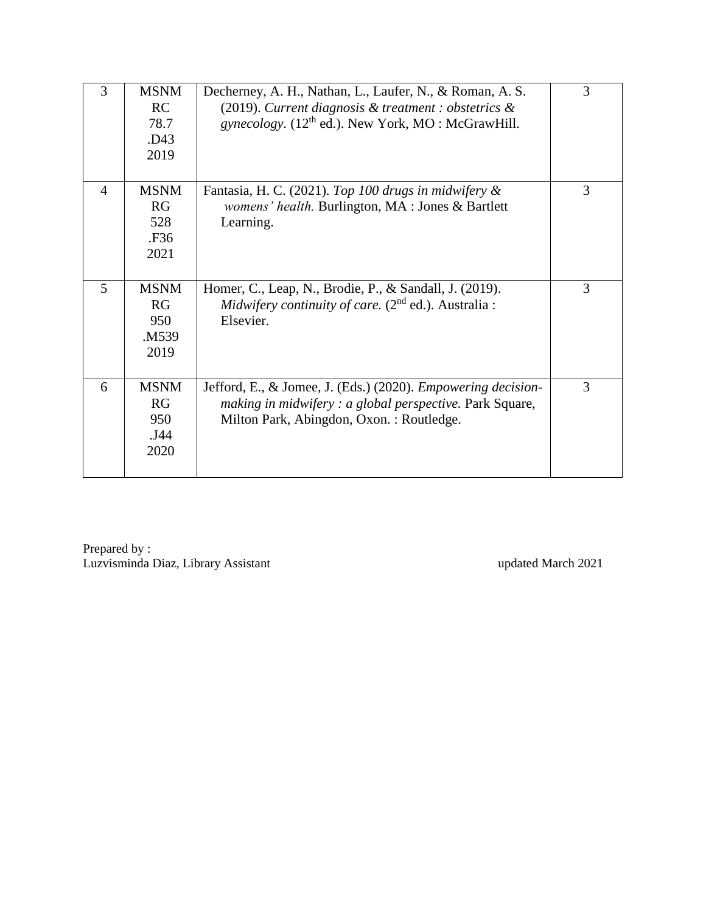| | | | |
|---|---|---|---|
| 3 | MSNM RC 78.7 .D43 2019 | Decherney, A. H., Nathan, L., Laufer, N., & Roman, A. S. (2019). *Current diagnosis & treatment : obstetrics & gynecology*. (12th ed.). New York, MO : McGrawHill. | 3 |
| 4 | MSNM RG 528 .F36 2021 | Fantasia, H. C. (2021). *Top 100 drugs in midwifery & womens' health.* Burlington, MA : Jones & Bartlett Learning. | 3 |
| 5 | MSNM RG 950 .M539 2019 | Homer, C., Leap, N., Brodie, P., & Sandall, J. (2019). *Midwifery continuity of care.* (2nd ed.). Australia : Elsevier. | 3 |
| 6 | MSNM RG 950 .J44 2020 | Jefford, E., & Jomee, J. (Eds.) (2020). *Empowering decision-making in midwifery : a global perspective.* Park Square, Milton Park, Abingdon, Oxon. : Routledge. | 3 |

Prepared by :
Luzvisminda Diaz, Library Assistant

updated March 2021